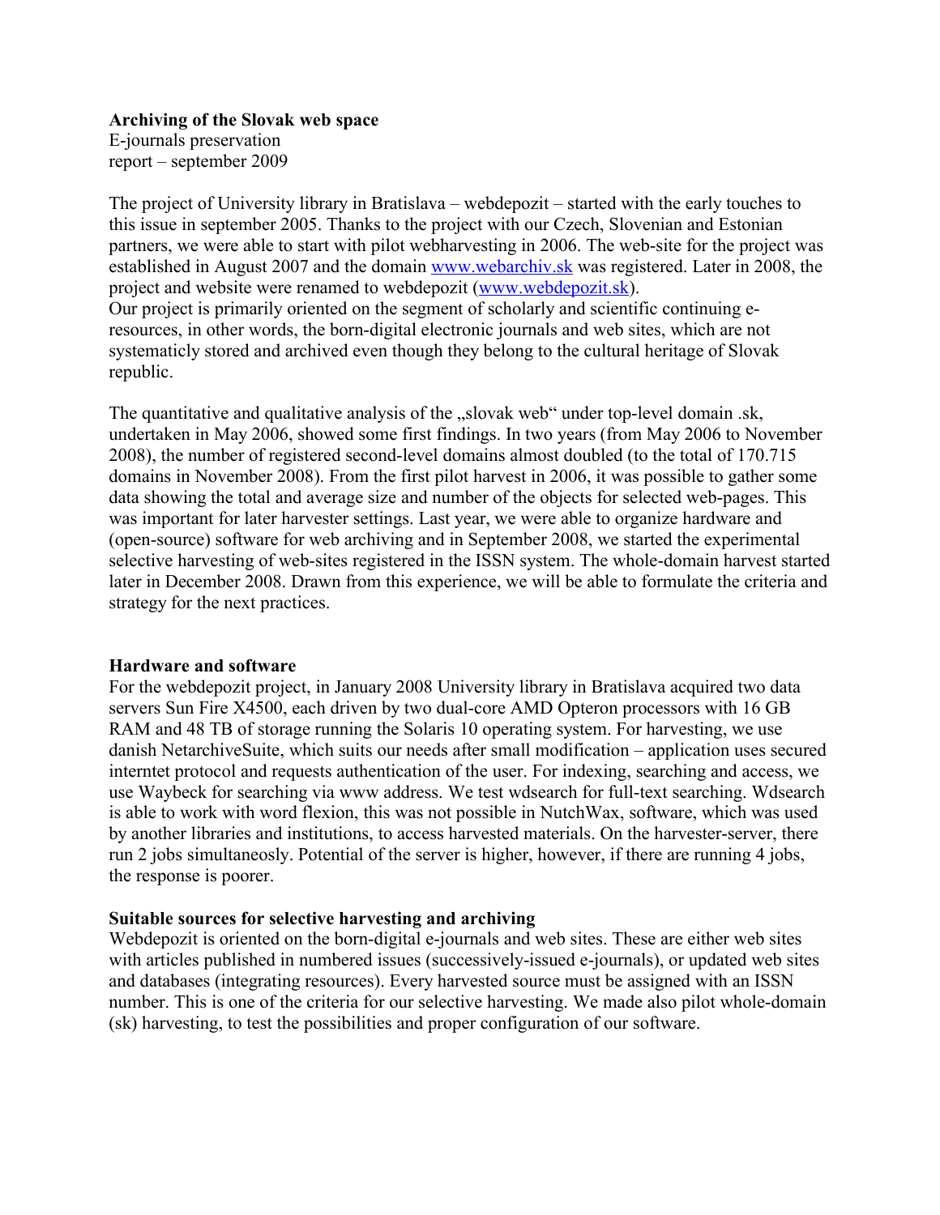**Archiving of the Slovak web space**
E-journals preservation
report – september 2009

The project of University library in Bratislava – webdepozit – started with the early touches to this issue in september 2005. Thanks to the project with our Czech, Slovenian and Estonian partners, we were able to start with pilot webharvesting in 2006. The web-site for the project was established in August 2007 and the domain [www.webarchiv.sk](www.webarchiv.sk) was registered. Later in 2008, the project and website were renamed to webdepozit ([www.webdepozit.sk](www.webdepozit.sk)).
Our project is primarily oriented on the segment of scholarly and scientific continuing e-resources, in other words, the born-digital electronic journals and web sites, which are not systematicly stored and archived even though they belong to the cultural heritage of Slovak republic.

The quantitative and qualitative analysis of the „slovak web" under top-level domain .sk, undertaken in May 2006, showed some first findings. In two years (from May 2006 to November 2008), the number of registered second-level domains almost doubled (to the total of 170.715 domains in November 2008). From the first pilot harvest in 2006, it was possible to gather some data showing the total and average size and number of the objects for selected web-pages. This was important for later harvester settings. Last year, we were able to organize hardware and (open-source) software for web archiving and in September 2008, we started the experimental selective harvesting of web-sites registered in the ISSN system. The whole-domain harvest started later in December 2008. Drawn from this experience, we will be able to formulate the criteria and strategy for the next practices.

**Hardware and software**

For the webdepozit project, in January 2008 University library in Bratislava acquired two data servers Sun Fire X4500, each driven by two dual-core AMD Opteron processors with 16 GB RAM and 48 TB of storage running the Solaris 10 operating system. For harvesting, we use danish NetarchiveSuite, which suits our needs after small modification – application uses secured interntet protocol and requests authentication of the user. For indexing, searching and access, we use Waybeck for searching via www address. We test wdsearch for full-text searching. Wdsearch is able to work with word flexion, this was not possible in NutchWax, software, which was used by another libraries and institutions, to access harvested materials. On the harvester-server, there run 2 jobs simultaneosly. Potential of the server is higher, however, if there are running 4 jobs, the response is poorer.

**Suitable sources for selective harvesting and archiving**

Webdepozit is oriented on the born-digital e-journals and web sites. These are either web sites with articles published in numbered issues (successively-issued e-journals), or updated web sites and databases (integrating resources). Every harvested source must be assigned with an ISSN number. This is one of the criteria for our selective harvesting. We made also pilot whole-domain (sk) harvesting, to test the possibilities and proper configuration of our software.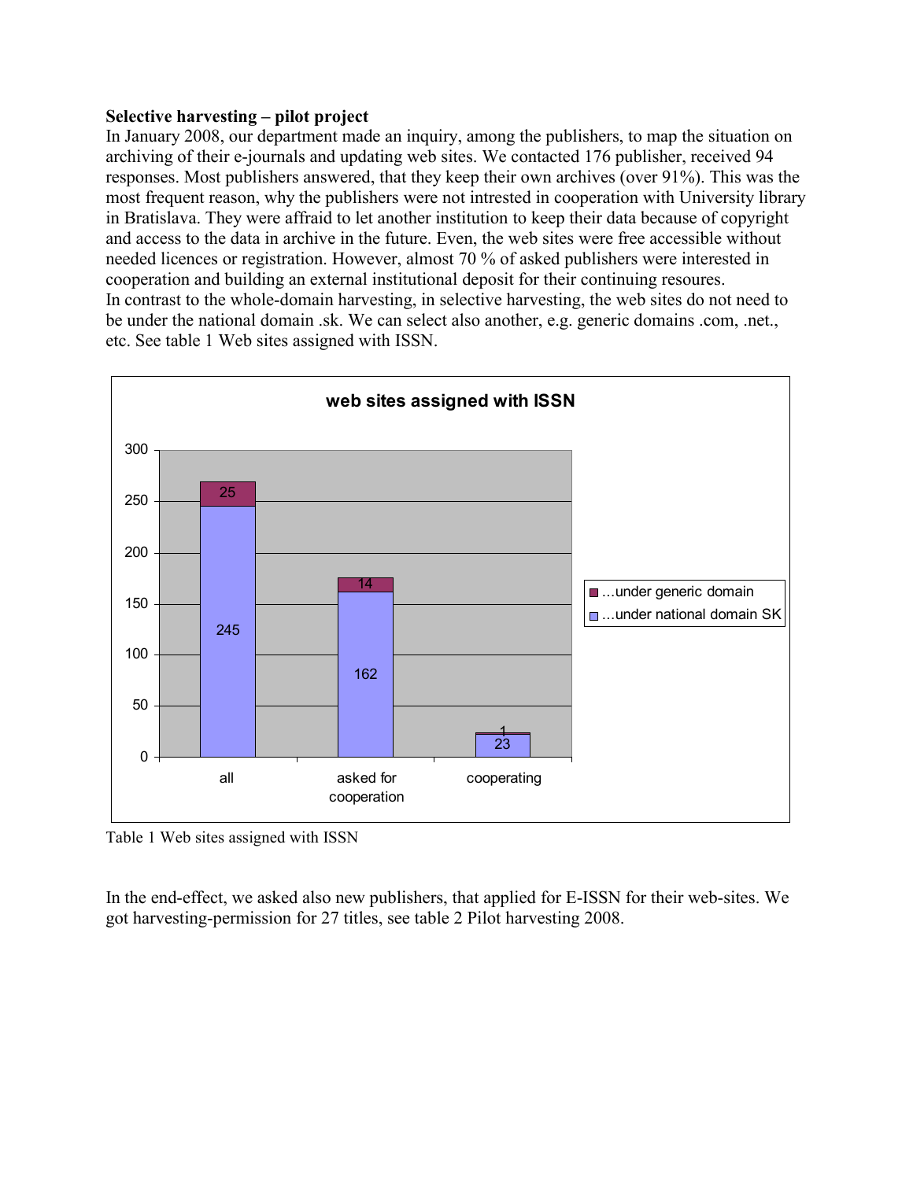**Selective harvesting – pilot project**

In January 2008, our department made an inquiry, among the publishers, to map the situation on archiving of their e-journals and updating web sites. We contacted 176 publisher, received 94 responses. Most publishers answered, that they keep their own archives (over 91%). This was the most frequent reason, why the publishers were not intrested in cooperation with University library in Bratislava. They were affraid to let another institution to keep their data because of copyright and access to the data in archive in the future. Even, the web sites were free accessible without needed licences or registration. However, almost 70 % of asked publishers were interested in cooperation and building an external institutional deposit for their continuing resoures.

In contrast to the whole-domain harvesting, in selective harvesting, the web sites do not need to be under the national domain .sk. We can select also another, e.g. generic domains .com, .net., etc. See table 1 Web sites assigned with ISSN.

**web sites assigned with ISSN**

| | all | asked for cooperation | cooperating |
|---|---|---|---|
| …under generic domain | 25 | 14 | 1 |
| …under national domain SK | 245 | 162 | 23 |

Table 1 Web sites assigned with ISSN

In the end-effect, we asked also new publishers, that applied for E-ISSN for their web-sites. We got harvesting-permission for 27 titles, see table 2 Pilot harvesting 2008.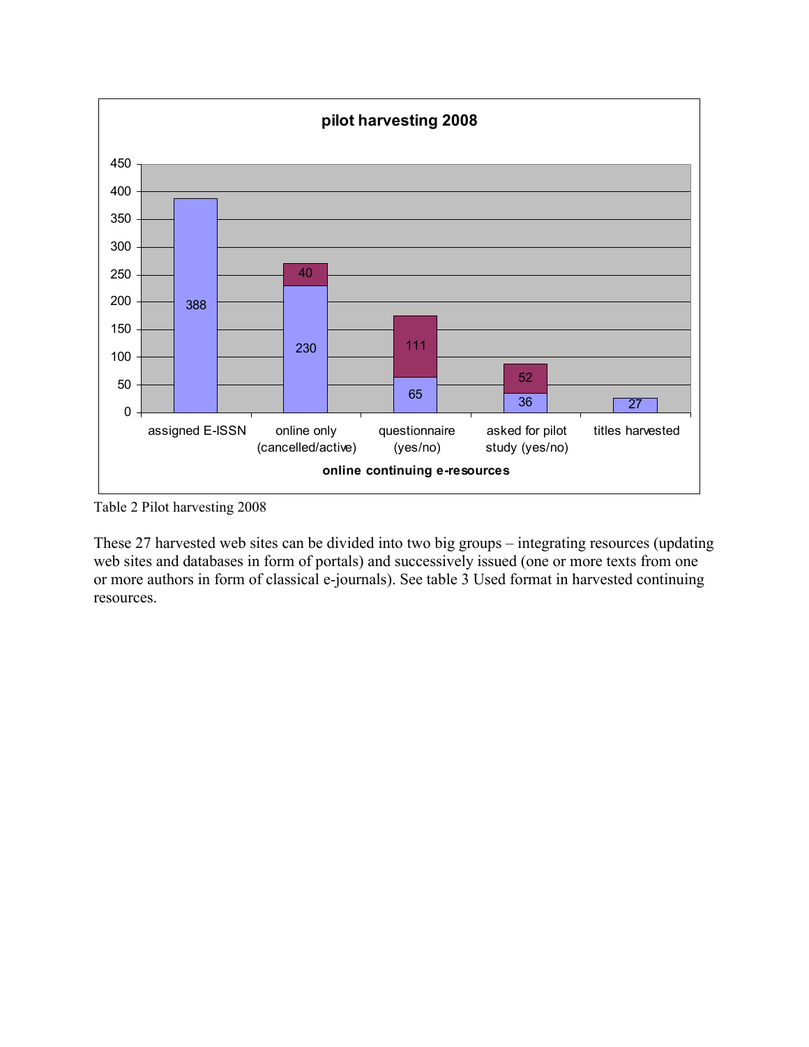**pilot harvesting 2008**

| online continuing e-resources | Value (blue) | Value (red) |
|---|---|---|
| assigned E-ISSN | 388 | |
| online only (cancelled/active) | 230 | 40 |
| questionnaire (yes/no) | 65 | 111 |
| asked for pilot study (yes/no) | 36 | 52 |
| titles harvested | 27 | |

Table 2 Pilot harvesting 2008

These 27 harvested web sites can be divided into two big groups – integrating resources (updating web sites and databases in form of portals) and successively issued (one or more texts from one or more authors in form of classical e-journals). See table 3 Used format in harvested continuing resources.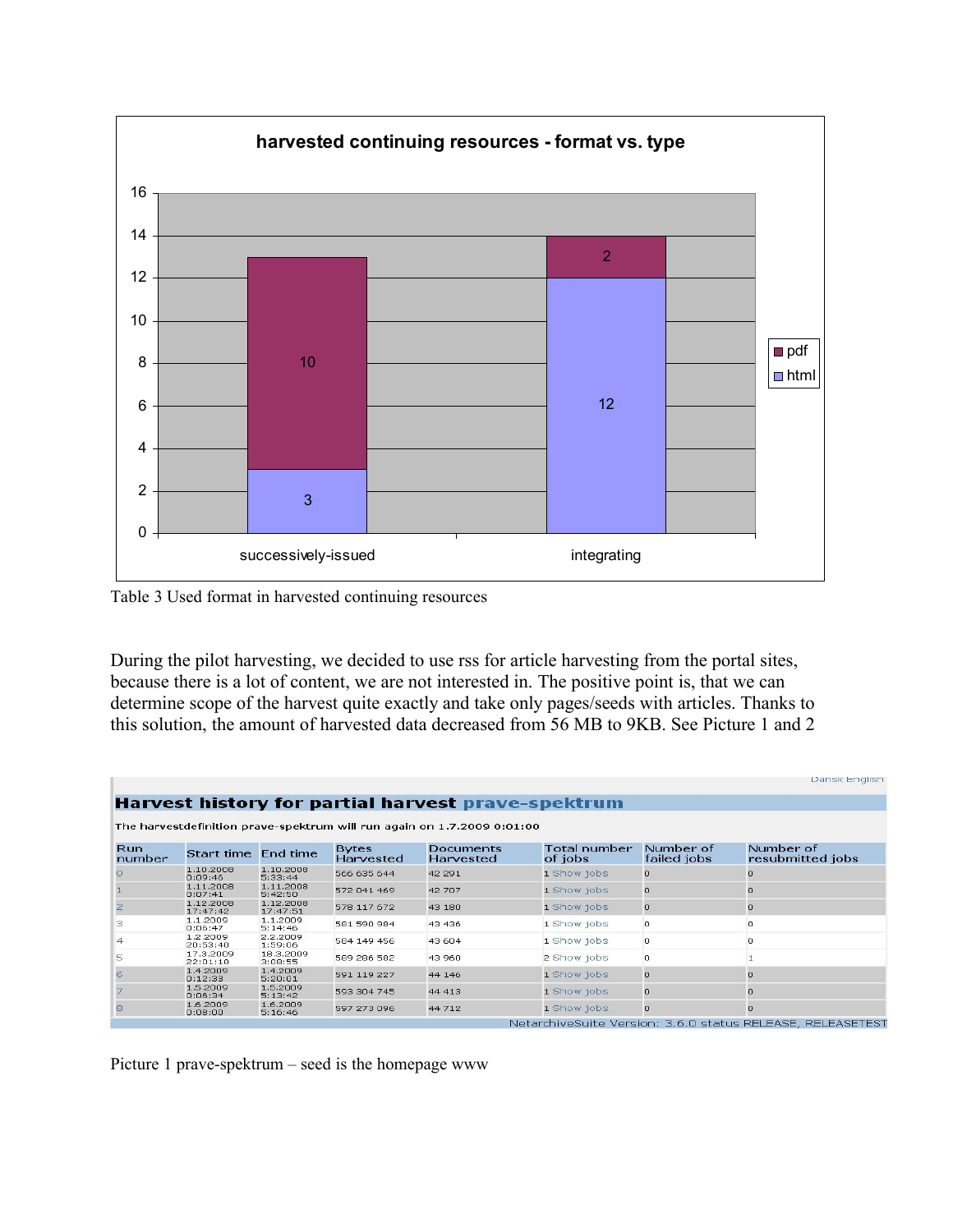Table 3 Used format in harvested continuing resources

During the pilot harvesting, we decided to use rss for article harvesting from the portal sites, because there is a lot of content, we are not interested in. The positive point is, that we can determine scope of the harvest quite exactly and take only pages/seeds with articles. Thanks to this solution, the amount of harvested data decreased from 56 MB to 9KB. See Picture 1 and 2

Dansk English

**Harvest history for partial harvest prave-spektrum**

The harvestdefinition prave-spektrum will run again on 1.7.2009 0:01:00

| Run number | Start time | End time | Bytes Harvested | Documents Harvested | Total number of jobs | Number of failed jobs | Number of resubmitted jobs |
|---|---|---|---|---|---|---|---|
| 0 | 1.10.2008 0:09:46 | 1.10.2008 5:33:44 | 566 635 644 | 42 291 | 1 Show jobs | 0 | 0 |
| 1 | 1.11.2008 0:07:41 | 1.11.2008 5:42:50 | 572 041 469 | 42 707 | 1 Show jobs | 0 | 0 |
| 2 | 1.12.2008 17:47:42 | 1.12.2008 17:47:51 | 578 117 672 | 43 180 | 1 Show jobs | 0 | 0 |
| 3 | 1.1.2009 0:06:47 | 1.1.2009 5:14:46 | 581 590 984 | 43 436 | 1 Show jobs | 0 | 0 |
| 4 | 1.2.2009 20:53:40 | 2.2.2009 1:59:06 | 584 149 456 | 43 604 | 1 Show jobs | 0 | 0 |
| 5 | 17.3.2009 22:01:10 | 18.3.2009 3:08:55 | 589 286 582 | 43 960 | 2 Show jobs | 0 | 1 |
| 6 | 1.4.2009 0:12:33 | 1.4.2009 5:20:01 | 591 119 227 | 44 146 | 1 Show jobs | 0 | 0 |
| 7 | 1.5.2009 0:06:34 | 1.5.2009 5:13:42 | 593 304 745 | 44 413 | 1 Show jobs | 0 | 0 |
| 8 | 1.6.2009 0:08:00 | 1.6.2009 5:16:46 | 597 273 096 | 44 712 | 1 Show jobs | 0 | 0 |

NetarchiveSuite Version: 3.6.0 status RELEASE, RELEASETEST

Picture 1 prave-spektrum – seed is the homepage www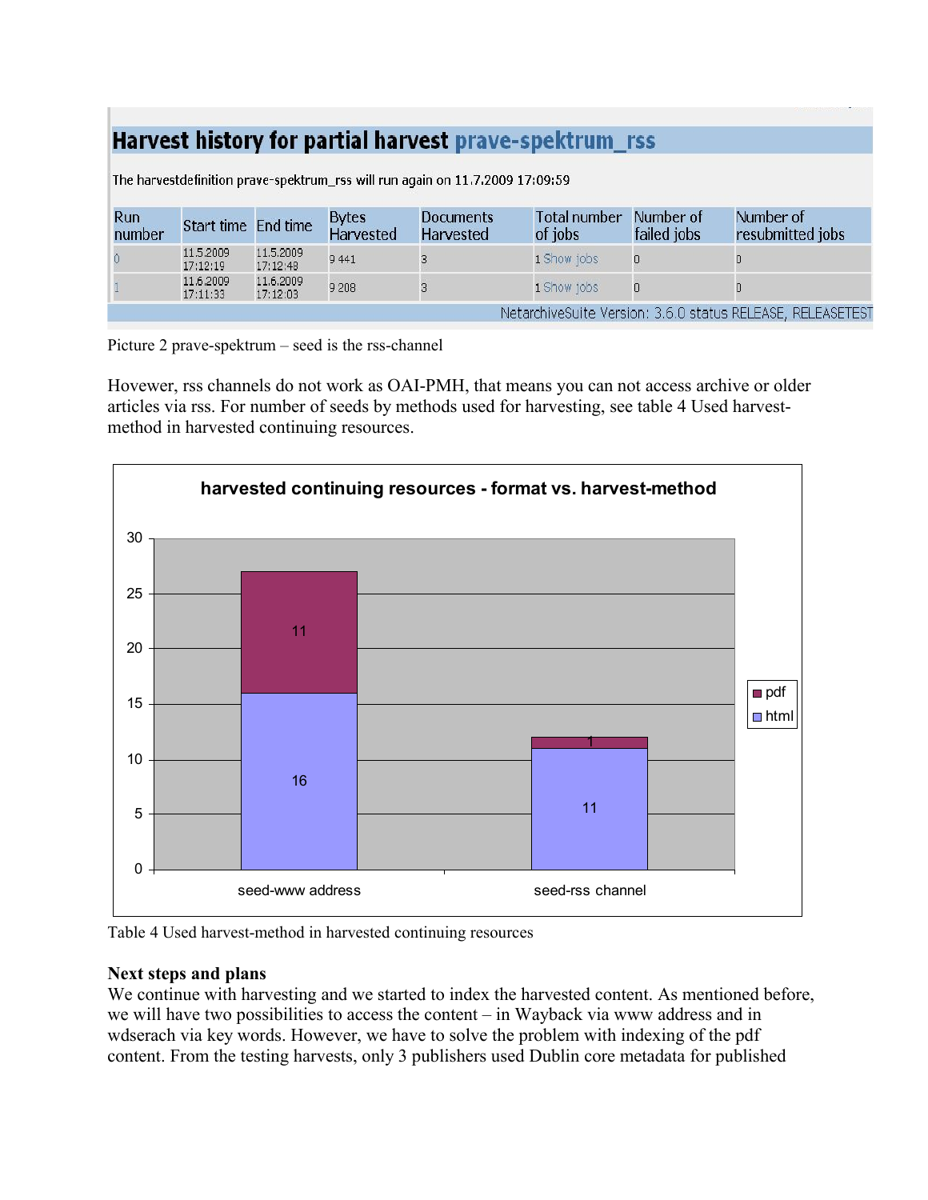## Harvest history for partial harvest prave-spektrum_rss

The harvestdefinition prave-spektrum_rss will run again on 11.7.2009 17:09:59

| Run number | Start time | End time | Bytes Harvested | Documents Harvested | Total number of jobs | Number of failed jobs | Number of resubmitted jobs |
|---|---|---|---|---|---|---|---|
| 0 | 11.5.2009 17:12:19 | 11.5.2009 17:12:48 | 9 441 | 3 | 1 Show jobs | 0 | 0 |
| 1 | 11.6.2009 17:11:33 | 11.6.2009 17:12:03 | 9 208 | 3 | 1 Show jobs | 0 | 0 |

NetarchiveSuite Version: 3.6.0 status RELEASE, RELEASETEST

Picture 2 prave-spektrum – seed is the rss-channel

Hovewer, rss channels do not work as OAI-PMH, that means you can not access archive or older articles via rss. For number of seeds by methods used for harvesting, see table 4 Used harvest-method in harvested continuing resources.

**harvested continuing resources - format vs. harvest-method**

| | html | pdf |
|---|---|---|
| seed-www address | 16 | 11 |
| seed-rss channel | 11 | 1 |

Table 4 Used harvest-method in harvested continuing resources

**Next steps and plans**

We continue with harvesting and we started to index the harvested content. As mentioned before, we will have two possibilities to access the content – in Wayback via www address and in wdserach via key words. However, we have to solve the problem with indexing of the pdf content. From the testing harvests, only 3 publishers used Dublin core metadata for published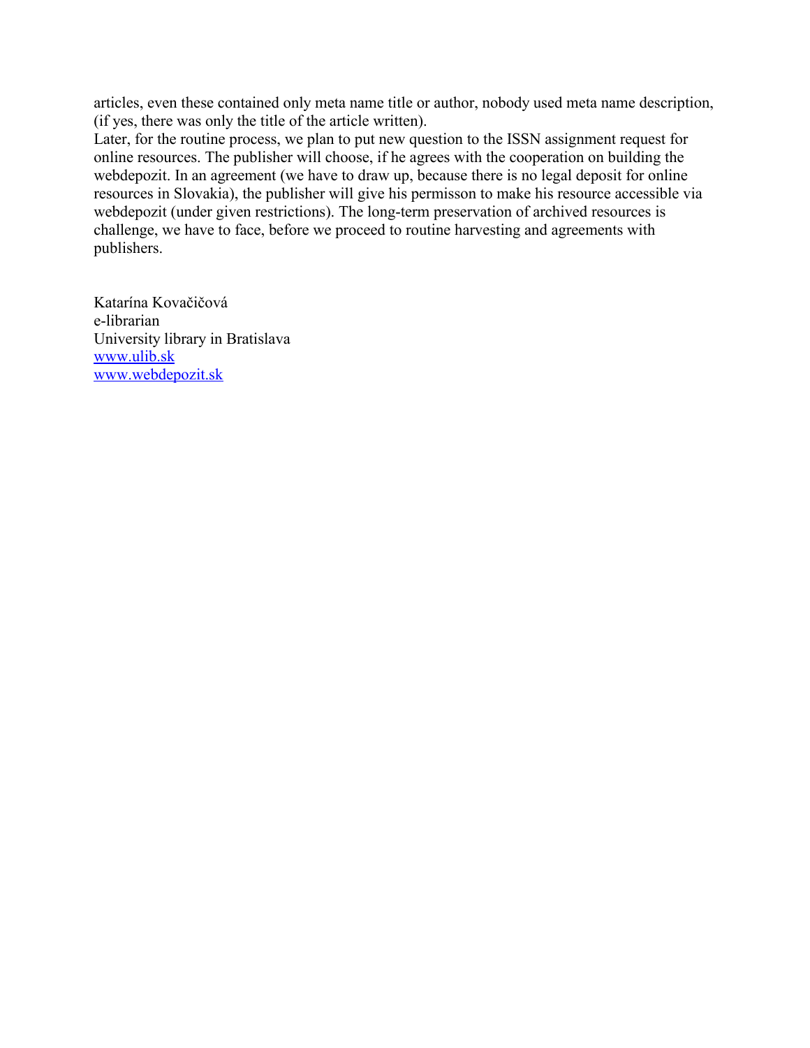articles, even these contained only meta name title or author, nobody used meta name description, (if yes, there was only the title of the article written).
Later, for the routine process, we plan to put new question to the ISSN assignment request for online resources. The publisher will choose, if he agrees with the cooperation on building the webdepozit. In an agreement (we have to draw up, because there is no legal deposit for online resources in Slovakia), the publisher will give his permisson to make his resource accessible via webdepozit (under given restrictions). The long-term preservation of archived resources is challenge, we have to face, before we proceed to routine harvesting and agreements with publishers.

Katarína Kovačičová
e-librarian
University library in Bratislava
[www.ulib.sk](http://www.ulib.sk)
[www.webdepozit.sk](http://www.webdepozit.sk)